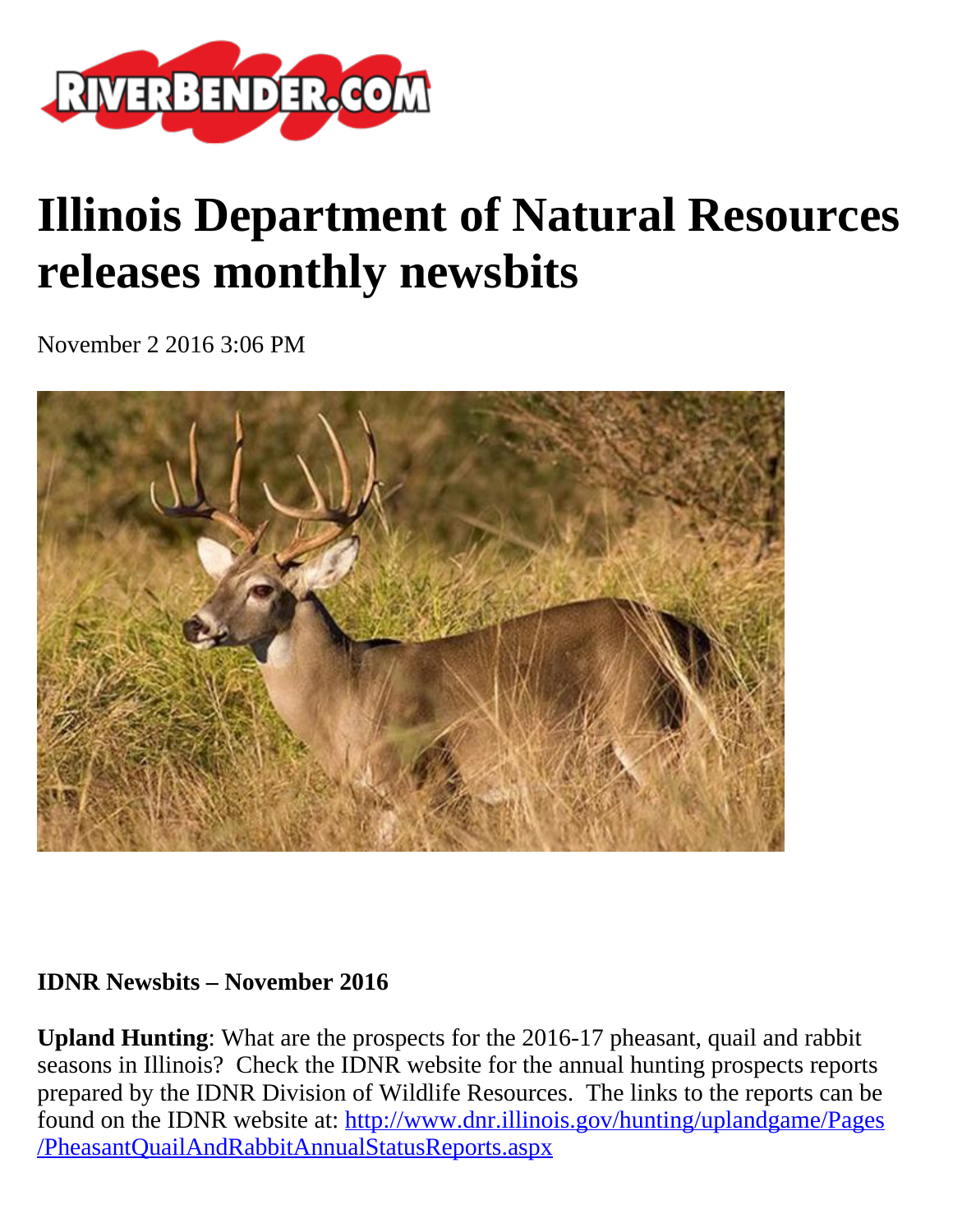# Illinois Department of Natural Resources releases monthly newsbits

November 2 2016 3:06 PM

**IDNR Newsbits – November 2016**

**Upland Hunting**: What are the prospects for the 2016-17 pheasant, quail and rabbit seasons in Illinois? Check the IDNR website for the annual hunting prospects reports prepared by the IDNR Division of Wildlife Resources. The links to the reports can be found on the IDNR website at: [http://www.dnr.illinois.gov/hunting/uplandgame/Pages/PheasantQuailAndRabbitAnnualStatusReports.aspx](http://www.dnr.illinois.gov/hunting/uplandgame/Pages/PheasantQuailAndRabbitAnnualStatusReports.aspx)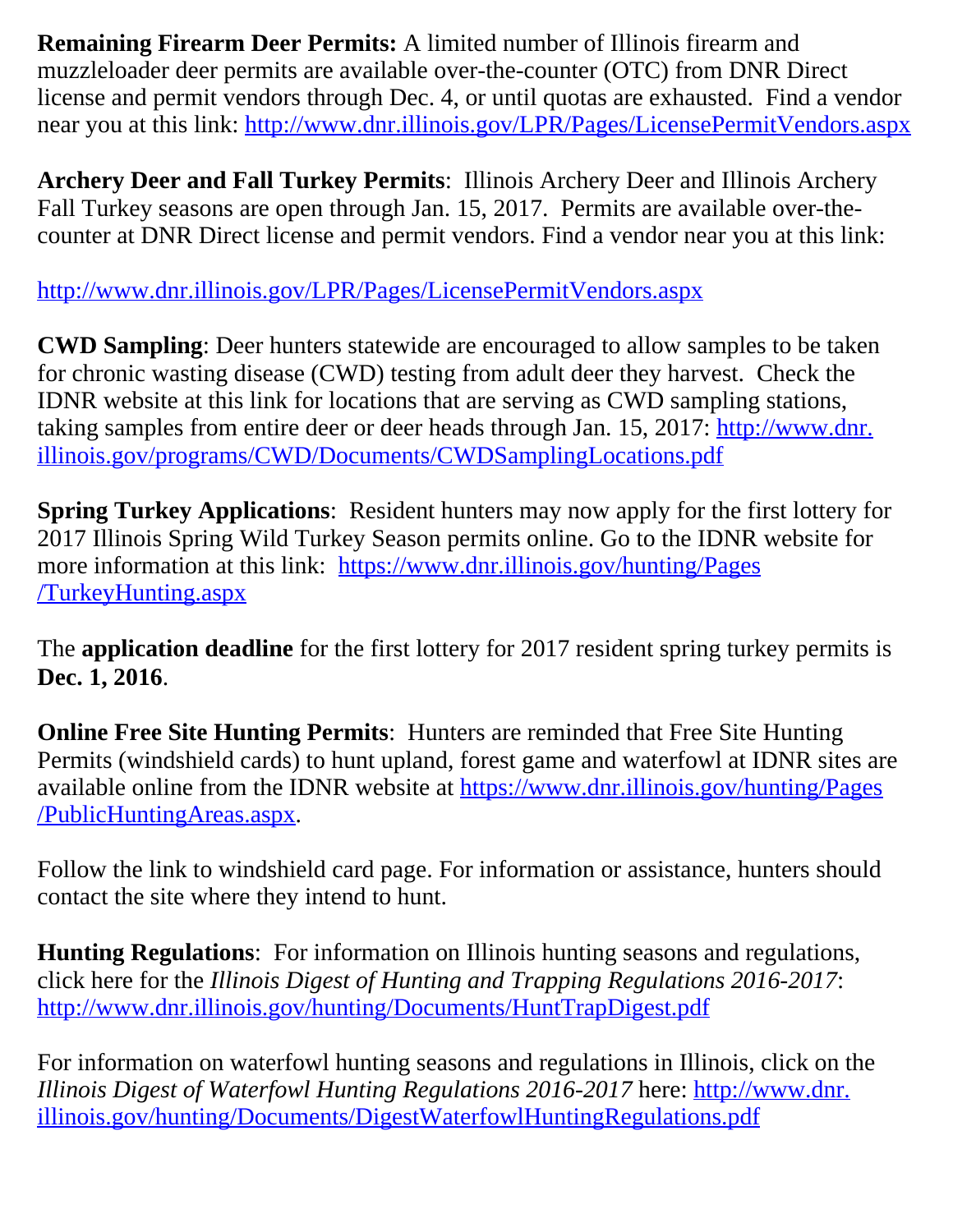**Remaining Firearm Deer Permits:** A limited number of Illinois firearm and muzzleloader deer permits are available over-the-counter (OTC) from DNR Direct license and permit vendors through Dec. 4, or until quotas are exhausted. Find a vendor near you at this link: http://www.dnr.illinois.gov/LPR/Pages/LicensePermitVendors.aspx

**Archery Deer and Fall Turkey Permits**: Illinois Archery Deer and Illinois Archery Fall Turkey seasons are open through Jan. 15, 2017. Permits are available over-the-counter at DNR Direct license and permit vendors. Find a vendor near you at this link:

http://www.dnr.illinois.gov/LPR/Pages/LicensePermitVendors.aspx

**CWD Sampling**: Deer hunters statewide are encouraged to allow samples to be taken for chronic wasting disease (CWD) testing from adult deer they harvest. Check the IDNR website at this link for locations that are serving as CWD sampling stations, taking samples from entire deer or deer heads through Jan. 15, 2017: http://www.dnr.illinois.gov/programs/CWD/Documents/CWDSamplingLocations.pdf

**Spring Turkey Applications**: Resident hunters may now apply for the first lottery for 2017 Illinois Spring Wild Turkey Season permits online. Go to the IDNR website for more information at this link: https://www.dnr.illinois.gov/hunting/Pages/TurkeyHunting.aspx

The **application deadline** for the first lottery for 2017 resident spring turkey permits is **Dec. 1, 2016**.

**Online Free Site Hunting Permits**: Hunters are reminded that Free Site Hunting Permits (windshield cards) to hunt upland, forest game and waterfowl at IDNR sites are available online from the IDNR website at https://www.dnr.illinois.gov/hunting/Pages/PublicHuntingAreas.aspx.

Follow the link to windshield card page. For information or assistance, hunters should contact the site where they intend to hunt.

**Hunting Regulations**: For information on Illinois hunting seasons and regulations, click here for the *Illinois Digest of Hunting and Trapping Regulations 2016-2017*: http://www.dnr.illinois.gov/hunting/Documents/HuntTrapDigest.pdf

For information on waterfowl hunting seasons and regulations in Illinois, click on the *Illinois Digest of Waterfowl Hunting Regulations 2016-2017* here: http://www.dnr.illinois.gov/hunting/Documents/DigestWaterfowlHuntingRegulations.pdf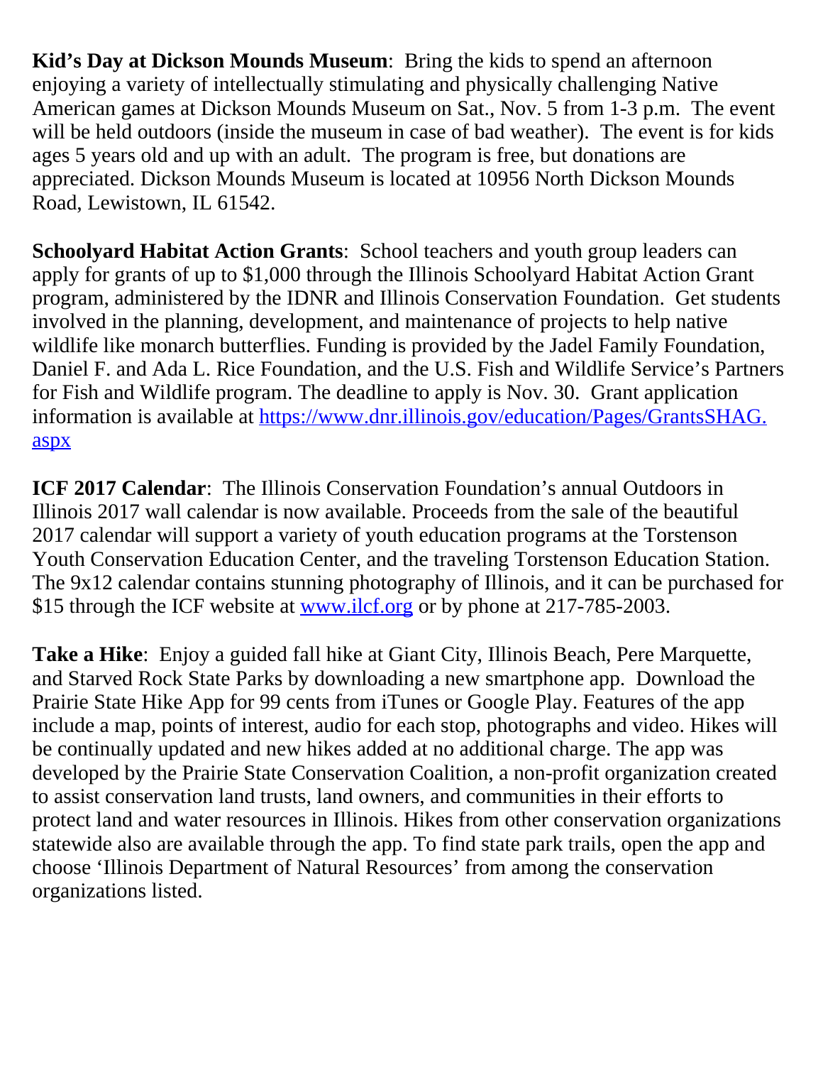**Kid's Day at Dickson Mounds Museum**: Bring the kids to spend an afternoon enjoying a variety of intellectually stimulating and physically challenging Native American games at Dickson Mounds Museum on Sat., Nov. 5 from 1-3 p.m. The event will be held outdoors (inside the museum in case of bad weather). The event is for kids ages 5 years old and up with an adult. The program is free, but donations are appreciated. Dickson Mounds Museum is located at 10956 North Dickson Mounds Road, Lewistown, IL 61542.

**Schoolyard Habitat Action Grants**: School teachers and youth group leaders can apply for grants of up to $1,000 through the Illinois Schoolyard Habitat Action Grant program, administered by the IDNR and Illinois Conservation Foundation. Get students involved in the planning, development, and maintenance of projects to help native wildlife like monarch butterflies. Funding is provided by the Jadel Family Foundation, Daniel F. and Ada L. Rice Foundation, and the U.S. Fish and Wildlife Service's Partners for Fish and Wildlife program. The deadline to apply is Nov. 30. Grant application information is available at [https://www.dnr.illinois.gov/education/Pages/GrantsSHAG.aspx](https://www.dnr.illinois.gov/education/Pages/GrantsSHAG.aspx)

**ICF 2017 Calendar**: The Illinois Conservation Foundation's annual Outdoors in Illinois 2017 wall calendar is now available. Proceeds from the sale of the beautiful 2017 calendar will support a variety of youth education programs at the Torstenson Youth Conservation Education Center, and the traveling Torstenson Education Station. The 9x12 calendar contains stunning photography of Illinois, and it can be purchased for $15 through the ICF website at [www.ilcf.org](http://www.ilcf.org) or by phone at 217-785-2003.

**Take a Hike**: Enjoy a guided fall hike at Giant City, Illinois Beach, Pere Marquette, and Starved Rock State Parks by downloading a new smartphone app. Download the Prairie State Hike App for 99 cents from iTunes or Google Play. Features of the app include a map, points of interest, audio for each stop, photographs and video. Hikes will be continually updated and new hikes added at no additional charge. The app was developed by the Prairie State Conservation Coalition, a non-profit organization created to assist conservation land trusts, land owners, and communities in their efforts to protect land and water resources in Illinois. Hikes from other conservation organizations statewide also are available through the app. To find state park trails, open the app and choose 'Illinois Department of Natural Resources' from among the conservation organizations listed.